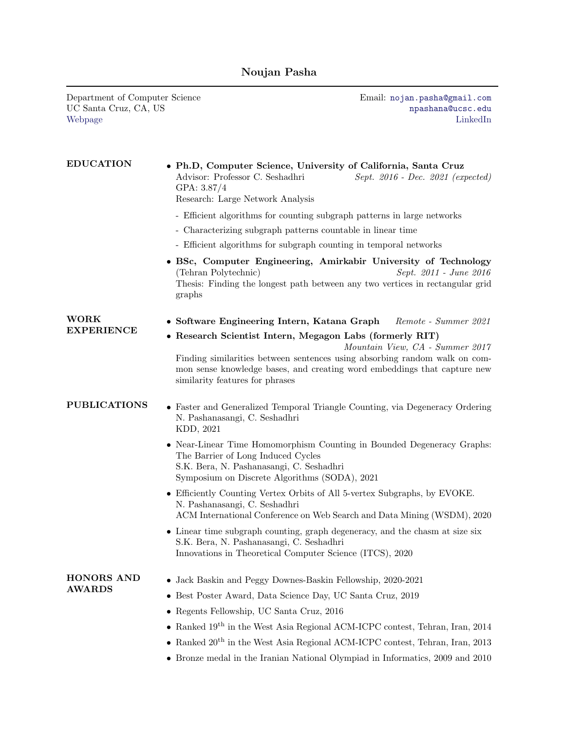# Noujan Pasha

Department of Computer Science
UC Santa Cruz, CA, US
Webpage

Email: nojan.pasha@gmail.com
npashana@ucsc.edu
LinkedIn

## EDUCATION

- **Ph.D, Computer Science, University of California, Santa Cruz**
  Advisor: Professor C. Seshadhri — *Sept. 2016 - Dec. 2021 (expected)*
  GPA: 3.87/4
  Research: Large Network Analysis
  - Efficient algorithms for counting subgraph patterns in large networks
  - Characterizing subgraph patterns countable in linear time
  - Efficient algorithms for subgraph counting in temporal networks
- **BSc, Computer Engineering, Amirkabir University of Technology** (Tehran Polytechnic) — *Sept. 2011 - June 2016*
  Thesis: Finding the longest path between any two vertices in rectangular grid graphs

## WORK EXPERIENCE

- **Software Engineering Intern, Katana Graph** — *Remote - Summer 2021*
- **Research Scientist Intern, Megagon Labs (formerly RIT)** — *Mountain View, CA - Summer 2017*
  Finding similarities between sentences using absorbing random walk on common sense knowledge bases, and creating word embeddings that capture new similarity features for phrases

## PUBLICATIONS

- Faster and Generalized Temporal Triangle Counting, via Degeneracy Ordering
  N. Pashanasangi, C. Seshadhri
  KDD, 2021
- Near-Linear Time Homomorphism Counting in Bounded Degeneracy Graphs: The Barrier of Long Induced Cycles
  S.K. Bera, N. Pashanasangi, C. Seshadhri
  Symposium on Discrete Algorithms (SODA), 2021
- Efficiently Counting Vertex Orbits of All 5-vertex Subgraphs, by EVOKE.
  N. Pashanasangi, C. Seshadhri
  ACM International Conference on Web Search and Data Mining (WSDM), 2020
- Linear time subgraph counting, graph degeneracy, and the chasm at size six
  S.K. Bera, N. Pashanasangi, C. Seshadhri
  Innovations in Theoretical Computer Science (ITCS), 2020

## HONORS AND AWARDS

- Jack Baskin and Peggy Downes-Baskin Fellowship, 2020-2021
- Best Poster Award, Data Science Day, UC Santa Cruz, 2019
- Regents Fellowship, UC Santa Cruz, 2016
- Ranked $19^{\text{th}}$ in the West Asia Regional ACM-ICPC contest, Tehran, Iran, 2014
- Ranked $20^{\text{th}}$ in the West Asia Regional ACM-ICPC contest, Tehran, Iran, 2013
- Bronze medal in the Iranian National Olympiad in Informatics, 2009 and 2010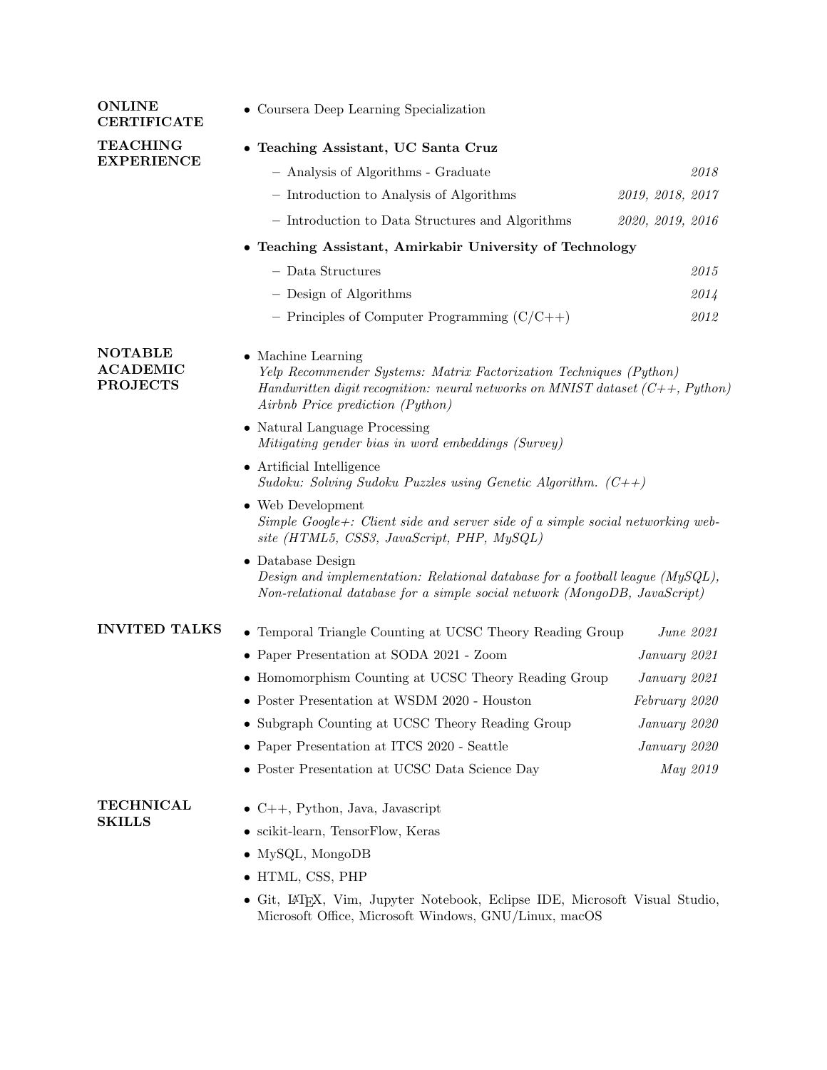## ONLINE CERTIFICATE

- Coursera Deep Learning Specialization

## TEACHING EXPERIENCE

- **Teaching Assistant, UC Santa Cruz**
  - Analysis of Algorithms - Graduate *2018*
  - Introduction to Analysis of Algorithms *2019, 2018, 2017*
  - Introduction to Data Structures and Algorithms *2020, 2019, 2016*
- **Teaching Assistant, Amirkabir University of Technology**
  - Data Structures *2015*
  - Design of Algorithms *2014*
  - Principles of Computer Programming (C/C++) *2012*

## NOTABLE ACADEMIC PROJECTS

- Machine Learning
  *Yelp Recommender Systems: Matrix Factorization Techniques (Python)*
  *Handwritten digit recognition: neural networks on MNIST dataset (C++, Python)*
  *Airbnb Price prediction (Python)*
- Natural Language Processing
  *Mitigating gender bias in word embeddings (Survey)*
- Artificial Intelligence
  *Sudoku: Solving Sudoku Puzzles using Genetic Algorithm. (C++)*
- Web Development
  *Simple Google+: Client side and server side of a simple social networking website (HTML5, CSS3, JavaScript, PHP, MySQL)*
- Database Design
  *Design and implementation: Relational database for a football league (MySQL), Non-relational database for a simple social network (MongoDB, JavaScript)*

## INVITED TALKS

- Temporal Triangle Counting at UCSC Theory Reading Group *June 2021*
- Paper Presentation at SODA 2021 - Zoom *January 2021*
- Homomorphism Counting at UCSC Theory Reading Group *January 2021*
- Poster Presentation at WSDM 2020 - Houston *February 2020*
- Subgraph Counting at UCSC Theory Reading Group *January 2020*
- Paper Presentation at ITCS 2020 - Seattle *January 2020*
- Poster Presentation at UCSC Data Science Day *May 2019*

## TECHNICAL SKILLS

- C++, Python, Java, Javascript
- scikit-learn, TensorFlow, Keras
- MySQL, MongoDB
- HTML, CSS, PHP
- Git, LaTeX, Vim, Jupyter Notebook, Eclipse IDE, Microsoft Visual Studio, Microsoft Office, Microsoft Windows, GNU/Linux, macOS